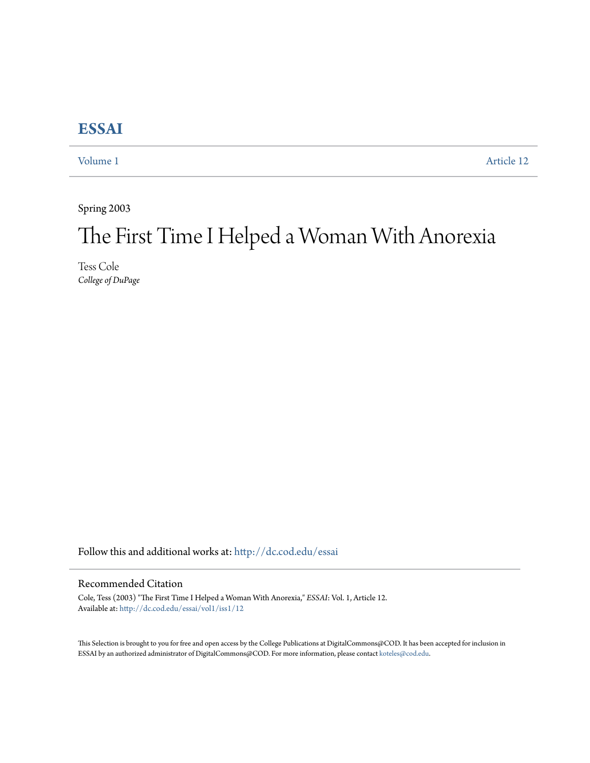# ESSAI

Volume 1 | Article 12

Spring 2003

# The First Time I Helped a Woman With Anorexia

Tess Cole
*College of DuPage*

Follow this and additional works at: http://dc.cod.edu/essai

## Recommended Citation

Cole, Tess (2003) "The First Time I Helped a Woman With Anorexia," *ESSAI*: Vol. 1, Article 12.
Available at: http://dc.cod.edu/essai/vol1/iss1/12

This Selection is brought to you for free and open access by the College Publications at DigitalCommons@COD. It has been accepted for inclusion in ESSAI by an authorized administrator of DigitalCommons@COD. For more information, please contact koteles@cod.edu.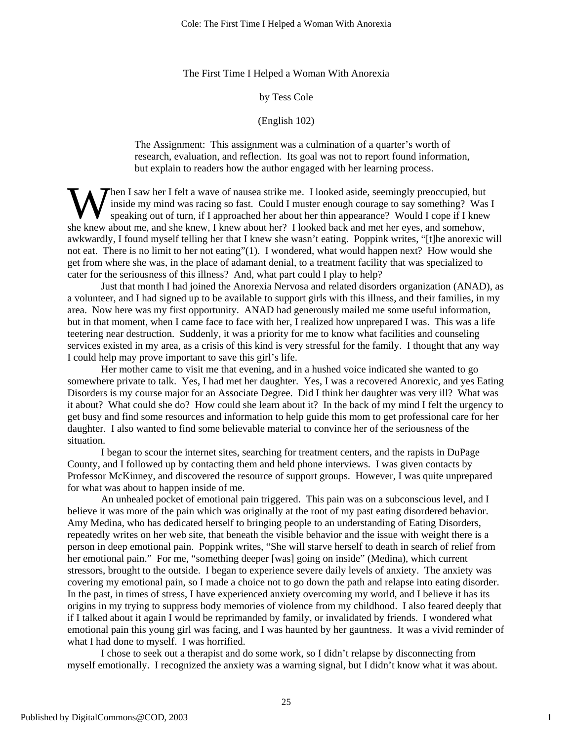The First Time I Helped a Woman With Anorexia

by Tess Cole

(English 102)

The Assignment: This assignment was a culmination of a quarter's worth of research, evaluation, and reflection. Its goal was not to report found information, but explain to readers how the author engaged with her learning process.

When I saw her I felt a wave of nausea strike me. I looked aside, seemingly preoccupied, but inside my mind was racing so fast. Could I muster enough courage to say something? Was I speaking out of turn, if I approached her about her thin appearance? Would I cope if I knew she knew about me, and she knew, I knew about her? I looked back and met her eyes, and somehow, awkwardly, I found myself telling her that I knew she wasn't eating. Poppink writes, "[t]he anorexic will not eat. There is no limit to her not eating"(1). I wondered, what would happen next? How would she get from where she was, in the place of adamant denial, to a treatment facility that was specialized to cater for the seriousness of this illness? And, what part could I play to help?

Just that month I had joined the Anorexia Nervosa and related disorders organization (ANAD), as a volunteer, and I had signed up to be available to support girls with this illness, and their families, in my area. Now here was my first opportunity. ANAD had generously mailed me some useful information, but in that moment, when I came face to face with her, I realized how unprepared I was. This was a life teetering near destruction. Suddenly, it was a priority for me to know what facilities and counseling services existed in my area, as a crisis of this kind is very stressful for the family. I thought that any way I could help may prove important to save this girl's life.

Her mother came to visit me that evening, and in a hushed voice indicated she wanted to go somewhere private to talk. Yes, I had met her daughter. Yes, I was a recovered Anorexic, and yes Eating Disorders is my course major for an Associate Degree. Did I think her daughter was very ill? What was it about? What could she do? How could she learn about it? In the back of my mind I felt the urgency to get busy and find some resources and information to help guide this mom to get professional care for her daughter. I also wanted to find some believable material to convince her of the seriousness of the situation.

I began to scour the internet sites, searching for treatment centers, and the rapists in DuPage County, and I followed up by contacting them and held phone interviews. I was given contacts by Professor McKinney, and discovered the resource of support groups. However, I was quite unprepared for what was about to happen inside of me.

An unhealed pocket of emotional pain triggered. This pain was on a subconscious level, and I believe it was more of the pain which was originally at the root of my past eating disordered behavior. Amy Medina, who has dedicated herself to bringing people to an understanding of Eating Disorders, repeatedly writes on her web site, that beneath the visible behavior and the issue with weight there is a person in deep emotional pain. Poppink writes, "She will starve herself to death in search of relief from her emotional pain." For me, "something deeper [was] going on inside" (Medina), which current stressors, brought to the outside. I began to experience severe daily levels of anxiety. The anxiety was covering my emotional pain, so I made a choice not to go down the path and relapse into eating disorder. In the past, in times of stress, I have experienced anxiety overcoming my world, and I believe it has its origins in my trying to suppress body memories of violence from my childhood. I also feared deeply that if I talked about it again I would be reprimanded by family, or invalidated by friends. I wondered what emotional pain this young girl was facing, and I was haunted by her gauntness. It was a vivid reminder of what I had done to myself. I was horrified.

I chose to seek out a therapist and do some work, so I didn't relapse by disconnecting from myself emotionally. I recognized the anxiety was a warning signal, but I didn't know what it was about.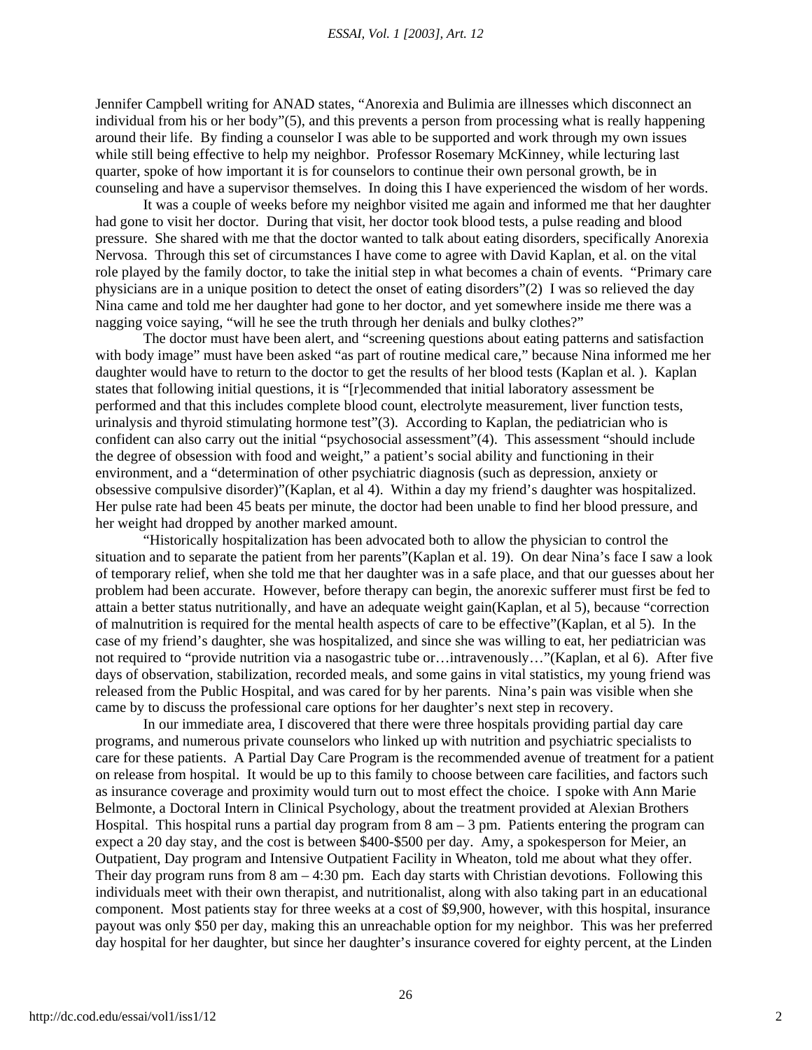Jennifer Campbell writing for ANAD states, "Anorexia and Bulimia are illnesses which disconnect an individual from his or her body"(5), and this prevents a person from processing what is really happening around their life. By finding a counselor I was able to be supported and work through my own issues while still being effective to help my neighbor. Professor Rosemary McKinney, while lecturing last quarter, spoke of how important it is for counselors to continue their own personal growth, be in counseling and have a supervisor themselves. In doing this I have experienced the wisdom of her words.

It was a couple of weeks before my neighbor visited me again and informed me that her daughter had gone to visit her doctor. During that visit, her doctor took blood tests, a pulse reading and blood pressure. She shared with me that the doctor wanted to talk about eating disorders, specifically Anorexia Nervosa. Through this set of circumstances I have come to agree with David Kaplan, et al. on the vital role played by the family doctor, to take the initial step in what becomes a chain of events. "Primary care physicians are in a unique position to detect the onset of eating disorders"(2) I was so relieved the day Nina came and told me her daughter had gone to her doctor, and yet somewhere inside me there was a nagging voice saying, "will he see the truth through her denials and bulky clothes?"

The doctor must have been alert, and "screening questions about eating patterns and satisfaction with body image" must have been asked "as part of routine medical care," because Nina informed me her daughter would have to return to the doctor to get the results of her blood tests (Kaplan et al. ). Kaplan states that following initial questions, it is "[r]ecommended that initial laboratory assessment be performed and that this includes complete blood count, electrolyte measurement, liver function tests, urinalysis and thyroid stimulating hormone test"(3). According to Kaplan, the pediatrician who is confident can also carry out the initial "psychosocial assessment"(4). This assessment "should include the degree of obsession with food and weight," a patient's social ability and functioning in their environment, and a "determination of other psychiatric diagnosis (such as depression, anxiety or obsessive compulsive disorder)"(Kaplan, et al 4). Within a day my friend's daughter was hospitalized. Her pulse rate had been 45 beats per minute, the doctor had been unable to find her blood pressure, and her weight had dropped by another marked amount.

"Historically hospitalization has been advocated both to allow the physician to control the situation and to separate the patient from her parents"(Kaplan et al. 19). On dear Nina's face I saw a look of temporary relief, when she told me that her daughter was in a safe place, and that our guesses about her problem had been accurate. However, before therapy can begin, the anorexic sufferer must first be fed to attain a better status nutritionally, and have an adequate weight gain(Kaplan, et al 5), because "correction of malnutrition is required for the mental health aspects of care to be effective"(Kaplan, et al 5). In the case of my friend's daughter, she was hospitalized, and since she was willing to eat, her pediatrician was not required to "provide nutrition via a nasogastric tube or…intravenously…"(Kaplan, et al 6). After five days of observation, stabilization, recorded meals, and some gains in vital statistics, my young friend was released from the Public Hospital, and was cared for by her parents. Nina's pain was visible when she came by to discuss the professional care options for her daughter's next step in recovery.

In our immediate area, I discovered that there were three hospitals providing partial day care programs, and numerous private counselors who linked up with nutrition and psychiatric specialists to care for these patients. A Partial Day Care Program is the recommended avenue of treatment for a patient on release from hospital. It would be up to this family to choose between care facilities, and factors such as insurance coverage and proximity would turn out to most effect the choice. I spoke with Ann Marie Belmonte, a Doctoral Intern in Clinical Psychology, about the treatment provided at Alexian Brothers Hospital. This hospital runs a partial day program from 8 am – 3 pm. Patients entering the program can expect a 20 day stay, and the cost is between $400-$500 per day. Amy, a spokesperson for Meier, an Outpatient, Day program and Intensive Outpatient Facility in Wheaton, told me about what they offer. Their day program runs from 8 am – 4:30 pm. Each day starts with Christian devotions. Following this individuals meet with their own therapist, and nutritionalist, along with also taking part in an educational component. Most patients stay for three weeks at a cost of $9,900, however, with this hospital, insurance payout was only $50 per day, making this an unreachable option for my neighbor. This was her preferred day hospital for her daughter, but since her daughter's insurance covered for eighty percent, at the Linden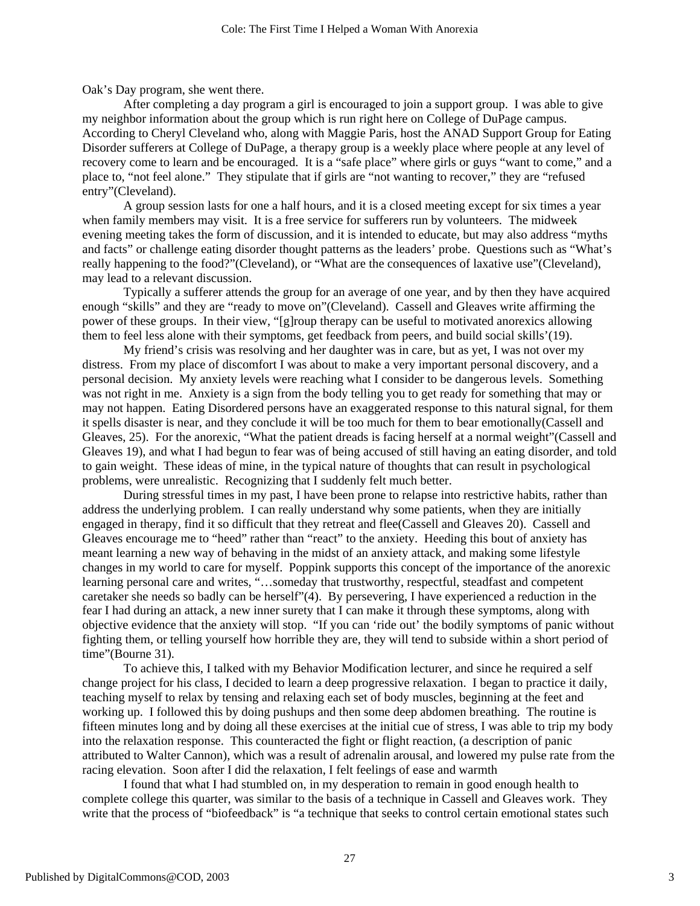Oak's Day program, she went there.

After completing a day program a girl is encouraged to join a support group. I was able to give my neighbor information about the group which is run right here on College of DuPage campus. According to Cheryl Cleveland who, along with Maggie Paris, host the ANAD Support Group for Eating Disorder sufferers at College of DuPage, a therapy group is a weekly place where people at any level of recovery come to learn and be encouraged. It is a "safe place" where girls or guys "want to come," and a place to, "not feel alone." They stipulate that if girls are "not wanting to recover," they are "refused entry"(Cleveland).

A group session lasts for one a half hours, and it is a closed meeting except for six times a year when family members may visit. It is a free service for sufferers run by volunteers. The midweek evening meeting takes the form of discussion, and it is intended to educate, but may also address "myths and facts" or challenge eating disorder thought patterns as the leaders' probe. Questions such as "What's really happening to the food?"(Cleveland), or "What are the consequences of laxative use"(Cleveland), may lead to a relevant discussion.

Typically a sufferer attends the group for an average of one year, and by then they have acquired enough "skills" and they are "ready to move on"(Cleveland). Cassell and Gleaves write affirming the power of these groups. In their view, "[g]roup therapy can be useful to motivated anorexics allowing them to feel less alone with their symptoms, get feedback from peers, and build social skills'(19).

My friend's crisis was resolving and her daughter was in care, but as yet, I was not over my distress. From my place of discomfort I was about to make a very important personal discovery, and a personal decision. My anxiety levels were reaching what I consider to be dangerous levels. Something was not right in me. Anxiety is a sign from the body telling you to get ready for something that may or may not happen. Eating Disordered persons have an exaggerated response to this natural signal, for them it spells disaster is near, and they conclude it will be too much for them to bear emotionally(Cassell and Gleaves, 25). For the anorexic, "What the patient dreads is facing herself at a normal weight"(Cassell and Gleaves 19), and what I had begun to fear was of being accused of still having an eating disorder, and told to gain weight. These ideas of mine, in the typical nature of thoughts that can result in psychological problems, were unrealistic. Recognizing that I suddenly felt much better.

During stressful times in my past, I have been prone to relapse into restrictive habits, rather than address the underlying problem. I can really understand why some patients, when they are initially engaged in therapy, find it so difficult that they retreat and flee(Cassell and Gleaves 20). Cassell and Gleaves encourage me to "heed" rather than "react" to the anxiety. Heeding this bout of anxiety has meant learning a new way of behaving in the midst of an anxiety attack, and making some lifestyle changes in my world to care for myself. Poppink supports this concept of the importance of the anorexic learning personal care and writes, "…someday that trustworthy, respectful, steadfast and competent caretaker she needs so badly can be herself"(4). By persevering, I have experienced a reduction in the fear I had during an attack, a new inner surety that I can make it through these symptoms, along with objective evidence that the anxiety will stop. "If you can 'ride out' the bodily symptoms of panic without fighting them, or telling yourself how horrible they are, they will tend to subside within a short period of time"(Bourne 31).

To achieve this, I talked with my Behavior Modification lecturer, and since he required a self change project for his class, I decided to learn a deep progressive relaxation. I began to practice it daily, teaching myself to relax by tensing and relaxing each set of body muscles, beginning at the feet and working up. I followed this by doing pushups and then some deep abdomen breathing. The routine is fifteen minutes long and by doing all these exercises at the initial cue of stress, I was able to trip my body into the relaxation response. This counteracted the fight or flight reaction, (a description of panic attributed to Walter Cannon), which was a result of adrenalin arousal, and lowered my pulse rate from the racing elevation. Soon after I did the relaxation, I felt feelings of ease and warmth

I found that what I had stumbled on, in my desperation to remain in good enough health to complete college this quarter, was similar to the basis of a technique in Cassell and Gleaves work. They write that the process of "biofeedback" is "a technique that seeks to control certain emotional states such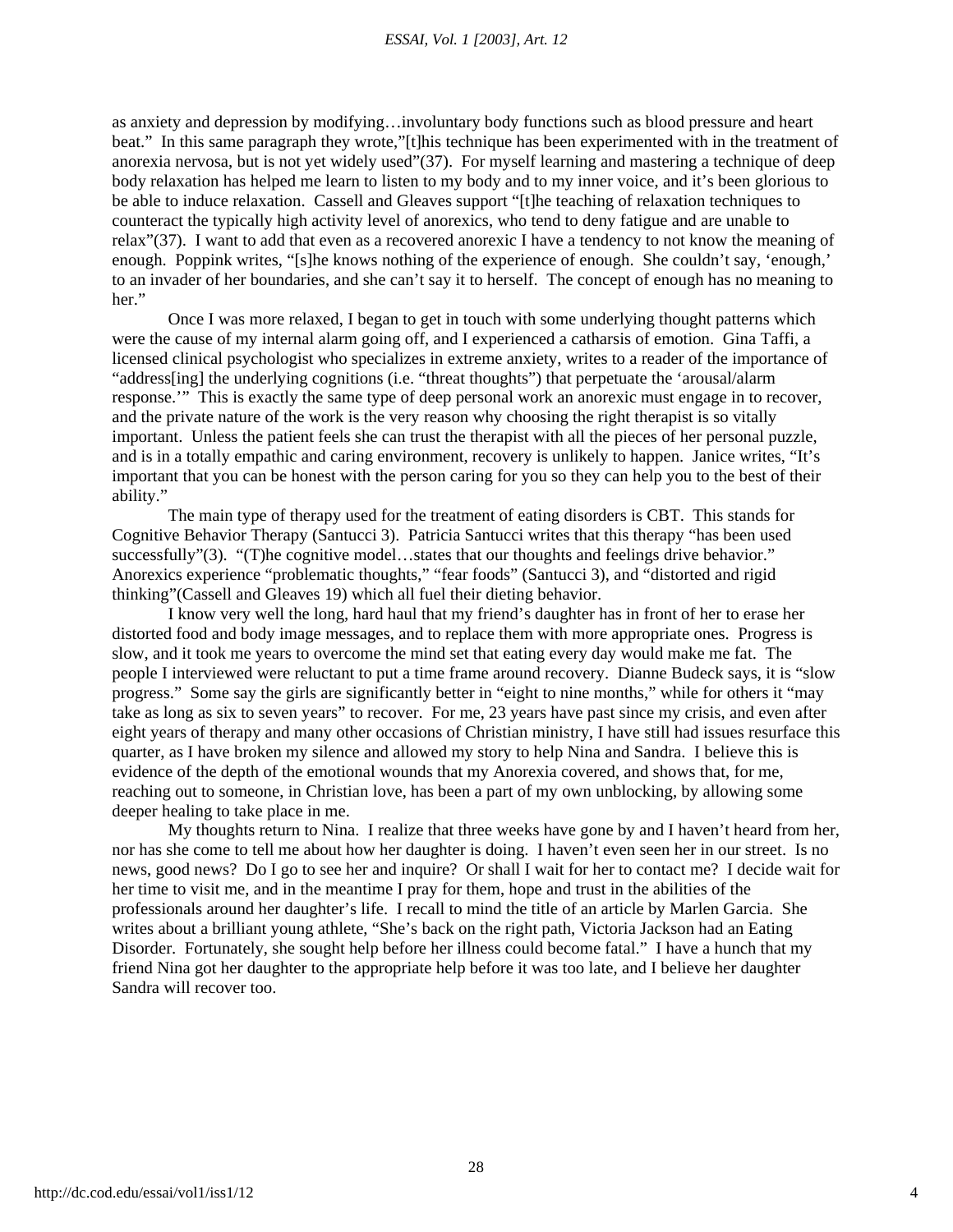as anxiety and depression by modifying…involuntary body functions such as blood pressure and heart beat." In this same paragraph they wrote,"[t]his technique has been experimented with in the treatment of anorexia nervosa, but is not yet widely used"(37). For myself learning and mastering a technique of deep body relaxation has helped me learn to listen to my body and to my inner voice, and it's been glorious to be able to induce relaxation. Cassell and Gleaves support "[t]he teaching of relaxation techniques to counteract the typically high activity level of anorexics, who tend to deny fatigue and are unable to relax"(37). I want to add that even as a recovered anorexic I have a tendency to not know the meaning of enough. Poppink writes, "[s]he knows nothing of the experience of enough. She couldn't say, 'enough,' to an invader of her boundaries, and she can't say it to herself. The concept of enough has no meaning to her."

Once I was more relaxed, I began to get in touch with some underlying thought patterns which were the cause of my internal alarm going off, and I experienced a catharsis of emotion. Gina Taffi, a licensed clinical psychologist who specializes in extreme anxiety, writes to a reader of the importance of "address[ing] the underlying cognitions (i.e. "threat thoughts") that perpetuate the 'arousal/alarm response.'" This is exactly the same type of deep personal work an anorexic must engage in to recover, and the private nature of the work is the very reason why choosing the right therapist is so vitally important. Unless the patient feels she can trust the therapist with all the pieces of her personal puzzle, and is in a totally empathic and caring environment, recovery is unlikely to happen. Janice writes, "It's important that you can be honest with the person caring for you so they can help you to the best of their ability."

The main type of therapy used for the treatment of eating disorders is CBT. This stands for Cognitive Behavior Therapy (Santucci 3). Patricia Santucci writes that this therapy "has been used successfully"(3). "(T)he cognitive model…states that our thoughts and feelings drive behavior." Anorexics experience "problematic thoughts," "fear foods" (Santucci 3), and "distorted and rigid thinking"(Cassell and Gleaves 19) which all fuel their dieting behavior.

I know very well the long, hard haul that my friend's daughter has in front of her to erase her distorted food and body image messages, and to replace them with more appropriate ones. Progress is slow, and it took me years to overcome the mind set that eating every day would make me fat. The people I interviewed were reluctant to put a time frame around recovery. Dianne Budeck says, it is "slow progress." Some say the girls are significantly better in "eight to nine months," while for others it "may take as long as six to seven years" to recover. For me, 23 years have past since my crisis, and even after eight years of therapy and many other occasions of Christian ministry, I have still had issues resurface this quarter, as I have broken my silence and allowed my story to help Nina and Sandra. I believe this is evidence of the depth of the emotional wounds that my Anorexia covered, and shows that, for me, reaching out to someone, in Christian love, has been a part of my own unblocking, by allowing some deeper healing to take place in me.

My thoughts return to Nina. I realize that three weeks have gone by and I haven't heard from her, nor has she come to tell me about how her daughter is doing. I haven't even seen her in our street. Is no news, good news? Do I go to see her and inquire? Or shall I wait for her to contact me? I decide wait for her time to visit me, and in the meantime I pray for them, hope and trust in the abilities of the professionals around her daughter's life. I recall to mind the title of an article by Marlen Garcia. She writes about a brilliant young athlete, "She's back on the right path, Victoria Jackson had an Eating Disorder. Fortunately, she sought help before her illness could become fatal." I have a hunch that my friend Nina got her daughter to the appropriate help before it was too late, and I believe her daughter Sandra will recover too.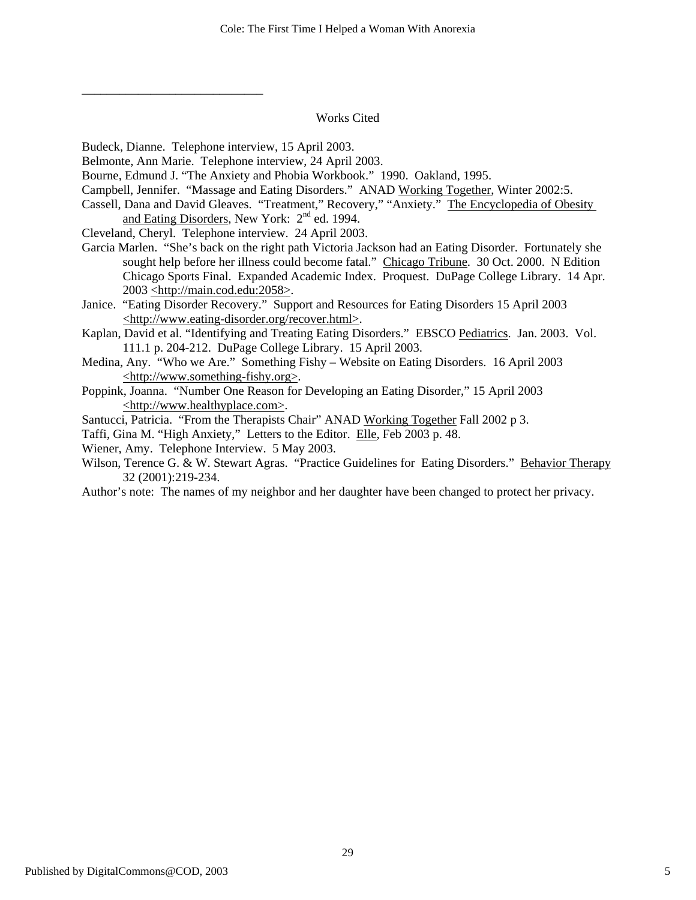## Works Cited

Budeck, Dianne. Telephone interview, 15 April 2003.

Belmonte, Ann Marie. Telephone interview, 24 April 2003.

Bourne, Edmund J. "The Anxiety and Phobia Workbook." 1990. Oakland, 1995.

Campbell, Jennifer. "Massage and Eating Disorders." ANAD Working Together, Winter 2002:5.

Cassell, Dana and David Gleaves. "Treatment," Recovery," "Anxiety." The Encyclopedia of Obesity and Eating Disorders, New York: 2nd ed. 1994.

Cleveland, Cheryl. Telephone interview. 24 April 2003.

Garcia Marlen. "She's back on the right path Victoria Jackson had an Eating Disorder. Fortunately she sought help before her illness could become fatal." Chicago Tribune. 30 Oct. 2000. N Edition Chicago Sports Final. Expanded Academic Index. Proquest. DuPage College Library. 14 Apr. 2003 <http://main.cod.edu:2058>.

Janice. "Eating Disorder Recovery." Support and Resources for Eating Disorders 15 April 2003 <http://www.eating-disorder.org/recover.html>.

Kaplan, David et al. "Identifying and Treating Eating Disorders." EBSCO Pediatrics. Jan. 2003. Vol. 111.1 p. 204-212. DuPage College Library. 15 April 2003.

Medina, Any. "Who we Are." Something Fishy – Website on Eating Disorders. 16 April 2003 <http://www.something-fishy.org>.

Poppink, Joanna. "Number One Reason for Developing an Eating Disorder," 15 April 2003 <http://www.healthyplace.com>.

Santucci, Patricia. "From the Therapists Chair" ANAD Working Together Fall 2002 p 3.

Taffi, Gina M. "High Anxiety," Letters to the Editor. Elle, Feb 2003 p. 48.

Wiener, Amy. Telephone Interview. 5 May 2003.

Wilson, Terence G. & W. Stewart Agras. "Practice Guidelines for Eating Disorders." Behavior Therapy 32 (2001):219-234.

Author's note: The names of my neighbor and her daughter have been changed to protect her privacy.